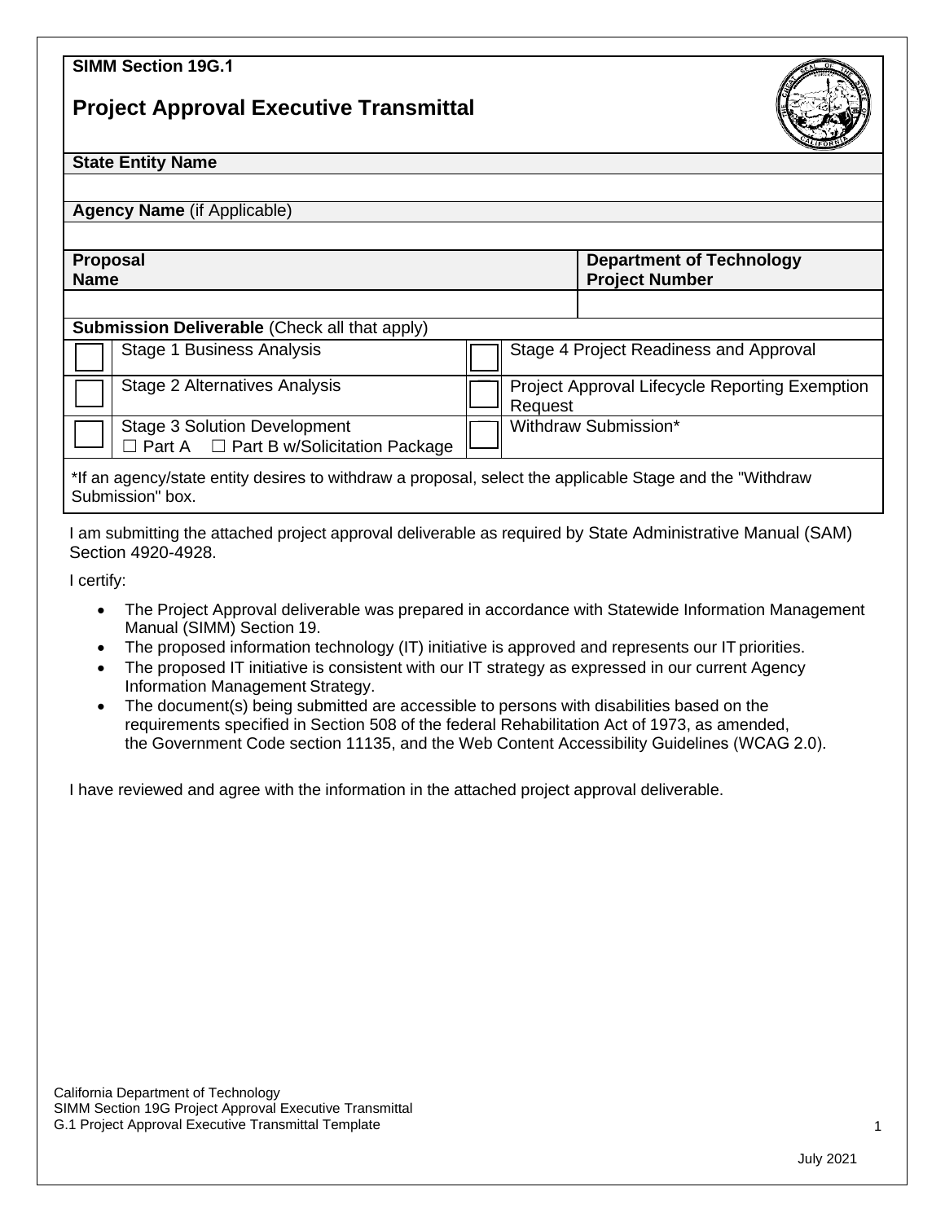**SIMM Section 19G.1**

# Project Approval Executive Transmittal

| **State Entity Name** | |
|---|---|
| | |
| **Agency Name** (if Applicable) | |
| | |
| **Proposal Name** | **Department of Technology Project Number** |
| | |

**Submission Deliverable** (Check all that apply)

| | | | |
|---|---|---|---|
| ☐ | Stage 1 Business Analysis | ☐ | Stage 4 Project Readiness and Approval |
| ☐ | Stage 2 Alternatives Analysis | ☐ | Project Approval Lifecycle Reporting Exemption Request |
| ☐ | Stage 3 Solution Development ☐ Part A ☐ Part B w/Solicitation Package | ☐ | Withdraw Submission* |

*If an agency/state entity desires to withdraw a proposal, select the applicable Stage and the "Withdraw Submission" box.

I am submitting the attached project approval deliverable as required by State Administrative Manual (SAM) Section 4920-4928.

I certify:

- The Project Approval deliverable was prepared in accordance with Statewide Information Management Manual (SIMM) Section 19.
- The proposed information technology (IT) initiative is approved and represents our IT priorities.
- The proposed IT initiative is consistent with our IT strategy as expressed in our current Agency Information Management Strategy.
- The document(s) being submitted are accessible to persons with disabilities based on the requirements specified in Section 508 of the federal Rehabilitation Act of 1973, as amended, the Government Code section 11135, and the Web Content Accessibility Guidelines (WCAG 2.0).

I have reviewed and agree with the information in the attached project approval deliverable.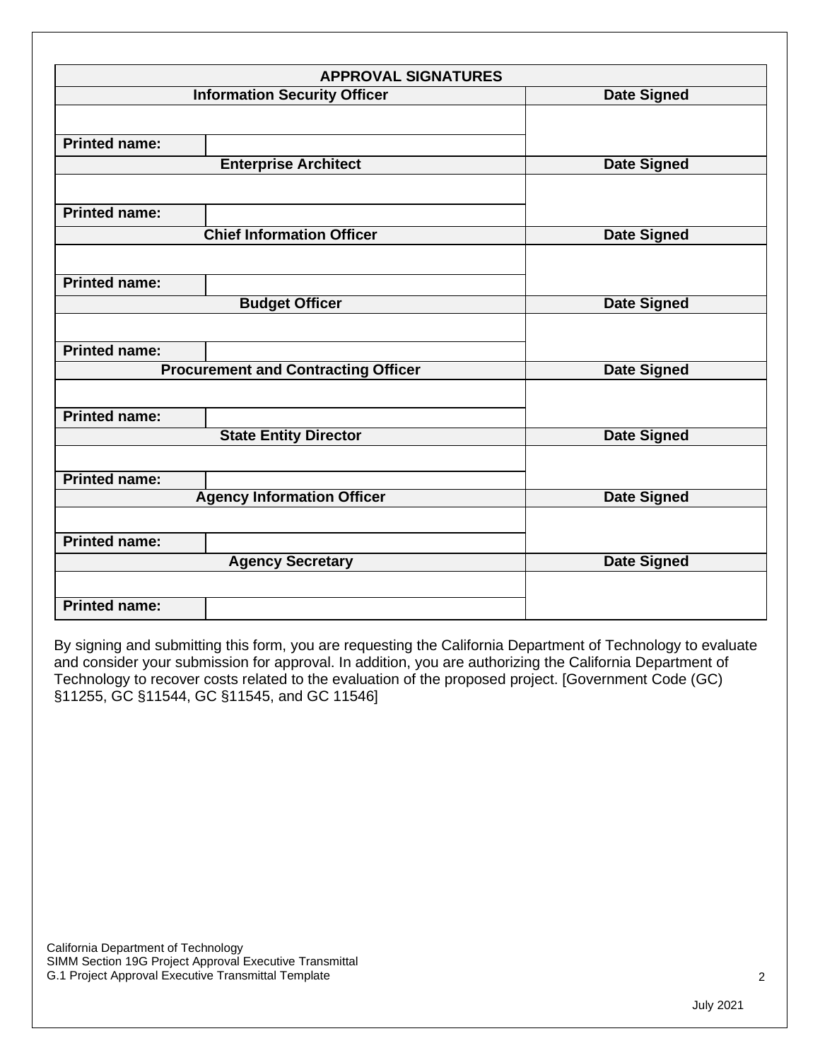| APPROVAL SIGNATURES | | |
|---|---|---|
| **Information Security Officer** | | **Date Signed** |
| | | |
| **Printed name:** | | |
| **Enterprise Architect** | | **Date Signed** |
| | | |
| **Printed name:** | | |
| **Chief Information Officer** | | **Date Signed** |
| | | |
| **Printed name:** | | |
| **Budget Officer** | | **Date Signed** |
| | | |
| **Printed name:** | | |
| **Procurement and Contracting Officer** | | **Date Signed** |
| | | |
| **Printed name:** | | |
| **State Entity Director** | | **Date Signed** |
| | | |
| **Printed name:** | | |
| **Agency Information Officer** | | **Date Signed** |
| | | |
| **Printed name:** | | |
| **Agency Secretary** | | **Date Signed** |
| | | |
| **Printed name:** | | |

By signing and submitting this form, you are requesting the California Department of Technology to evaluate and consider your submission for approval. In addition, you are authorizing the California Department of Technology to recover costs related to the evaluation of the proposed project. [Government Code (GC) §11255, GC §11544, GC §11545, and GC 11546]